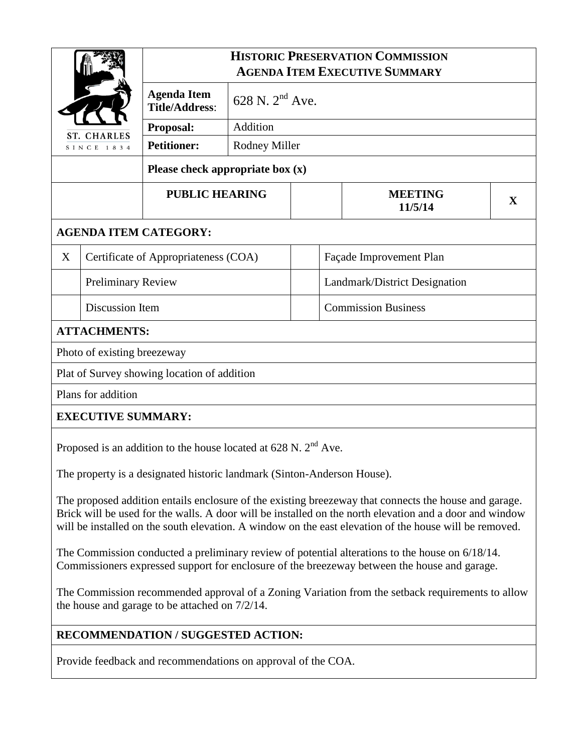# HISTORIC PRESERVATION COMMISSION AGENDA ITEM EXECUTIVE SUMMARY

ST. CHARLES
SINCE 1834

| | |
|---|---|
| **Agenda Item Title/Address:** | 628 N. 2nd Ave. |
| **Proposal:** | Addition |
| **Petitioner:** | Rodney Miller |

**Please check appropriate box (x)**

| PUBLIC HEARING | | MEETING 11/5/14 | X |
|---|---|---|---|

## AGENDA ITEM CATEGORY:

| | | | |
|---|---|---|---|
| X | Certificate of Appropriateness (COA) | | Façade Improvement Plan |
| | Preliminary Review | | Landmark/District Designation |
| | Discussion Item | | Commission Business |

## ATTACHMENTS:

Photo of existing breezeway

Plat of Survey showing location of addition

Plans for addition

## EXECUTIVE SUMMARY:

Proposed is an addition to the house located at 628 N. 2nd Ave.

The property is a designated historic landmark (Sinton-Anderson House).

The proposed addition entails enclosure of the existing breezeway that connects the house and garage. Brick will be used for the walls. A door will be installed on the north elevation and a door and window will be installed on the south elevation. A window on the east elevation of the house will be removed.

The Commission conducted a preliminary review of potential alterations to the house on 6/18/14. Commissioners expressed support for enclosure of the breezeway between the house and garage.

The Commission recommended approval of a Zoning Variation from the setback requirements to allow the house and garage to be attached on 7/2/14.

## RECOMMENDATION / SUGGESTED ACTION:

Provide feedback and recommendations on approval of the COA.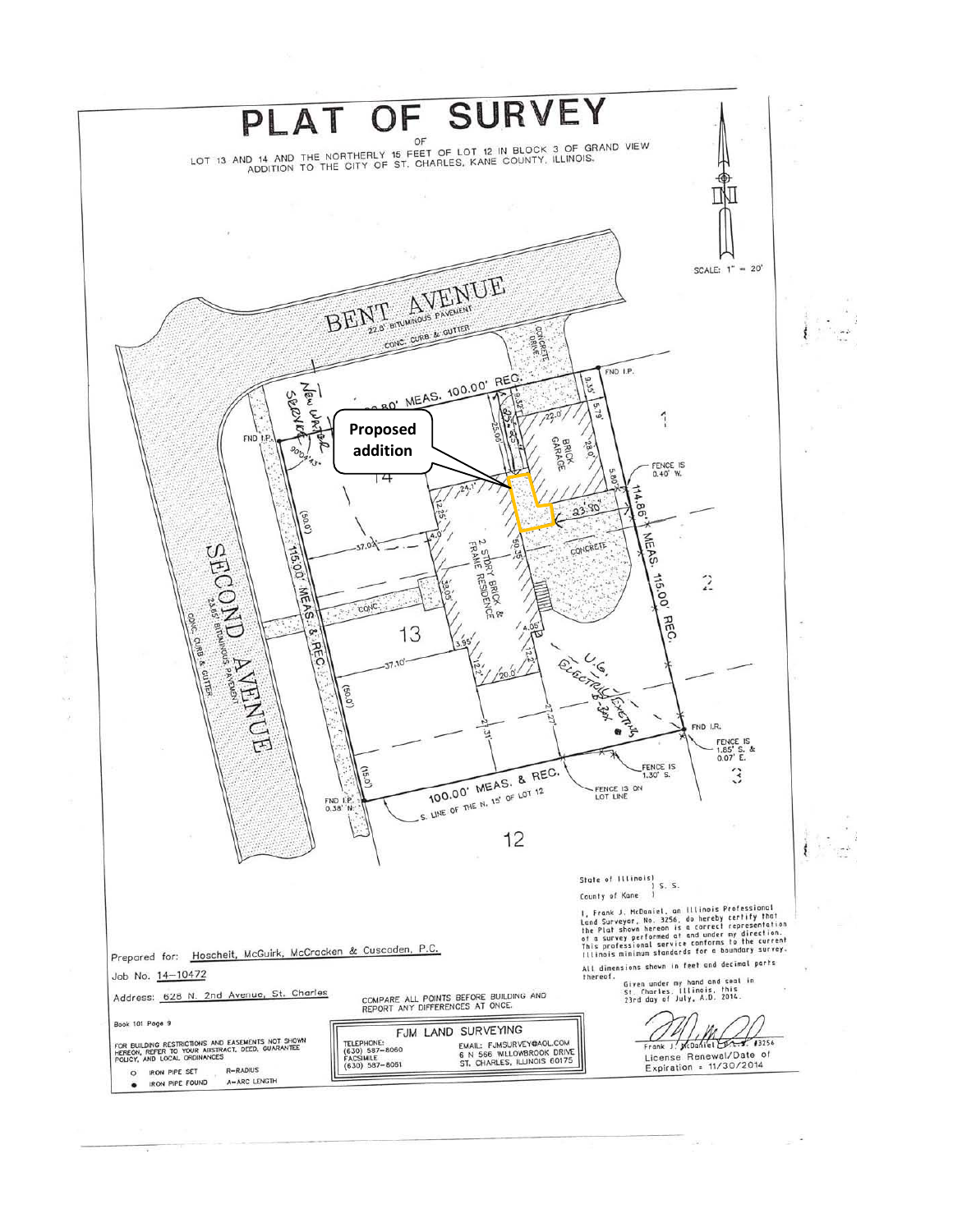# PLAT OF SURVEY

OF

LOT 13 AND 14 AND THE NORTHERLY 15 FEET OF LOT 12 IN BLOCK 3 OF GRAND VIEW ADDITION TO THE CITY OF ST. CHARLES, KANE COUNTY, ILLINOIS.

SCALE: 1" = 20'

BENT AVENUE
22.0' BITUMINOUS PAVEMENT
CONC. CURB & GUTTER

SECOND AVENUE
23.85' BITUMINOUS PAVEMENT
CONC. CURB & GUTTER

New Water Service

**Proposed addition**

CONCRETE DRIVE

BRICK GARAGE

2 STORY BRICK & FRAME RESIDENCE

CONCRETE

CONC.

U.G. ELECTRIC B-Box EXISTING

FND I.P.

FENCE IS 0.40' W.

FND I.R.

FENCE IS 1.85' S. & 0.07' E.

FENCE IS 1.30' S.

FENCE IS ON LOT LINE

FND I.P. 0.38' N.

100.00' MEAS. 100.00' REC.

115.00' MEAS. & REC.

114.86' MEAS. 115.00' REC.

100.00' MEAS. & REC.

S. LINE OF THE N. 15' OF LOT 12

14 13 12 1 2 3

Prepared for: Hoscheit, McGuirk, McCracken & Cuscaden, P.C.

Job No. 14-10472

Address: 628 N. 2nd Avenue, St. Charles

Book 101 Page 9

FOR BUILDING RESTRICTIONS AND EASEMENTS NOT SHOWN HEREON, REFER TO YOUR ABSTRACT, DEED, GUARANTEE POLICY, AND LOCAL ORDINANCES

- ○ IRON PIPE SET
- ● IRON PIPE FOUND
- R=RADIUS
- A=ARC LENGTH

COMPARE ALL POINTS BEFORE BUILDING AND REPORT ANY DIFFERENCES AT ONCE.

**FJM LAND SURVEYING**

TELEPHONE: (630) 587-8060
FACSIMILE (630) 587-8051

EMAIL: FJMSURVEY@AOL.COM
6 N 566 WILLOWBROOK DRIVE
ST. CHARLES, ILLINOIS 60175

State of Illinois) ) S. S.
County of Kane )

I, Frank J. McDaniel, an Illinois Professional Land Surveyor, No. 3256, do hereby certify that the Plat shown hereon is a correct representation of a survey performed at and under my direction. This professional service conforms to the current Illinois minimum standards for a boundary survey.

All dimensions shown in feet and decimal parts thereof.

Given under my hand and seal in St. Charles, Illinois, this 23rd day of July, A.D. 2014.

Frank J. McDaniel P.L.S. #3256
License Renewal/Date of Expiration = 11/30/2014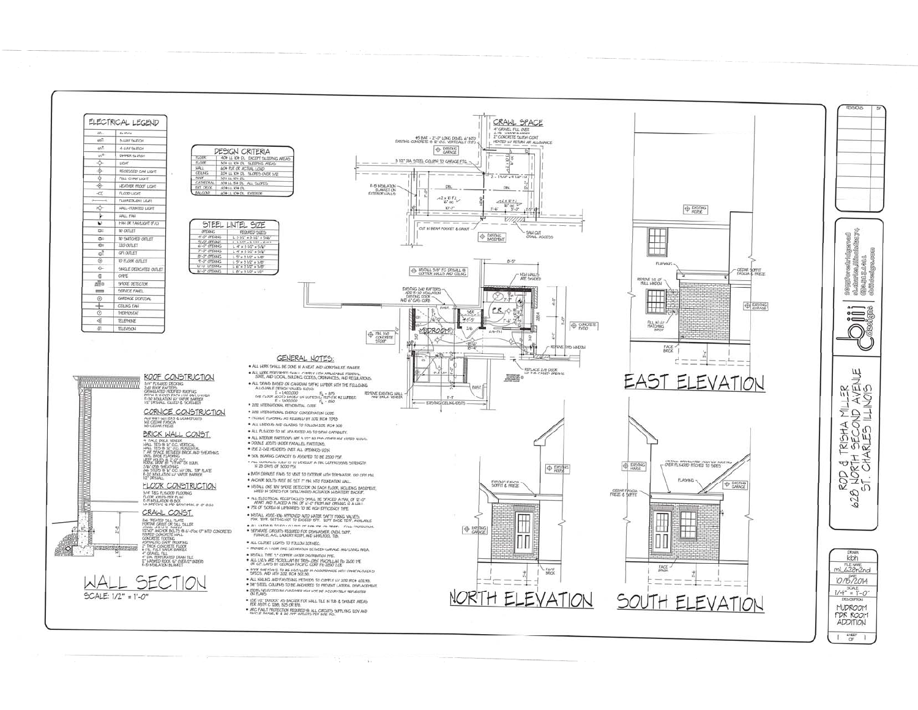# ELECTRICAL LEGEND

| | |
|---|---|
| | SWITCH |
| | 3-WAY SWITCH |
| | 4-WAY SWITCH |
| | DIMMER SWITCH |
| | LIGHT |
| | RECESSED CAN LIGHT |
| | PULL CHAIN LIGHT |
| | WEATHER PROOF LIGHT |
| | FLOOD LIGHT |
| | FLUORESCENT LIGHT |
| | WALL-MOUNTED LIGHT |
| | WALL FAN |
| | FAN OR FAN/LIGHT (F/L) |
| | 110 OUTLET |
| | 110 SWITCHED OUTLET |
| | 220 OUTLET |
| | GFI OUTLET |
| | 110 FLOOR OUTLET |
| | SINGLE DEDICATED OUTLET |
| | CHIME |
| | SMOKE DETECTOR |
| | SERVICE PANEL |
| | GARBAGE DISPOSAL |
| | CEILING FAN |
| | THERMOSTAT |
| | TELEPHONE |
| | TELEVISION |

# DESIGN CRITERIA

| | |
|---|---|
| FLOOR | 40# LL 10# DL EXCEPT SLEEPING AREAS |
| FLOOR | 30# LL 10# DL SLEEPING AREAS |
| WALL | 60# FUR OR ACTUAL LOAD |
| CEILING | 20# LL 10# DL SLOPES OVER 3/12 |
| ROOF | 30# LL 10# DL |
| CATHEDRAL | 30# LL 15# DL ALL SLOPES |
| EXT. DECK | 40# LL 10# DL |
| BALCONY | 60# LL 10# DL EXTERIOR |

# STEEL LINTEL SIZE

| OPENING | REQUIRED SIZES |
|---|---|
| 4'-0" OPENING | L 3 1/2" x 3 1/2" x 5/16" |
| 5'-0" OPENING | L 3 1/2" x 3 1/2" x 5/16" |
| 6'-0" OPENING | L 4" x 3 1/2" x 5/16" |
| 7'-0" OPENING | L 4" x 3 1/2" x 5/16" |
| 8'-0" OPENING | L 5" x 3 1/2" x 5/16" |
| 9'-0" OPENING | L 5" x 3 1/2" x 5/16" |
| 10'-0" OPENING | L 6" x 3 1/2" x 5/16" |
| 16'-0" OPENING | L 8" x 3 1/2" x 1/2" |

## ROOF CONSTRUCTION

3/4" PLYWOOD DECKING
2x10 ROOF RAFTERS
GRANULATED MODIFIED ROOFING
PITCH 1/4" IN 12 (EACH 1/4" PER 12")
R-30 INSULATION W/ VAPOR BARRIER
1/2" DRYWALL (GLUED & SCREWED)

## CORNICE CONSTRUCTION

ALUMINUM GUTTERS & DOWNSPOUTS
1x8 CEDAR FASCIA
1x6 CEDAR FRIEZE

## BRICK WALL CONST.

4" FACE BRICK VENEER
WALL TIES @ 16" O.C. VERTICAL
WALL TIES @ 32" O.C. HORIZONTAL
1" AIR SPACE BETWEEN BRICK AND SHEATHING
VINYL BASE FLASHING
WEEP HOLES @ 2'-0" O.C.
HOUSE WRAP @ "TYVEK" OR EQUIV.
7/16" OSB SHEATHING
2x6 STUDS @ 16" O.C. W/ DBL. TOP PLATE
R-20 INSULATION W/ VAPOR BARRIER
1/2" DRYWALL

## FLOOR CONSTRUCTION

3/4" T&G PLYWOOD FLOORING
FLOOR JOISTS PER PLAN
R-19 INSULATION @ BOX
LA BRIDGING @ MID SPAN (MAX. 8'-0" O.C.)

## CRAWL CONST.

2x6 TREATED SILL PLATE
MORTAR GROUT OR SILL SEALER
1/2"x10" ANCHOR BOLTS @ 6'-0" O.C. 7" INTO CONCRETE
POURED CONCRETE WALL
CONCRETE FOOTING
ASPHALTIC DAMP PROOFING
2" THICK CONCRETE FLOOR
6 MIL POLY VAPOR BARRIER
4" GRAVEL FILL
4" DIA. PERFORATED DRAIN TILE
12" WASHED ROCK 12" OVER 12" UNDER
R-10 INSULATION BLANKET

# WALL SECTION

SCALE: 1/2" = 1'-0"

## CRAWL SPACE

4" GRAVEL FILL OVER
6 MIL VAPOR BARRIER
2" CONCRETE SLUSH COAT
HEATED W/ RETURN AIR ALLOWANCE

#5 BAR - 2'-0" LONG DOWEL 6" INTO EXISTING CONCRETE @ 12" O.C. VERTICALLY (TYP.)

EXISTING GARAGE

3 1/2" DIA. STEEL COLUMN TO GARAGE FTG.

R-15 INSULATION BLANKET ON EXTERIOR WALLS

2 - 1 3/4" x 9 1/4" LVL

2x12 10' F.J. 16" OC

2x12 10' F.J. 16" OC

DBL. DBL.

CUT IN BEAM POCKET & GROUT

EXISTING BASEMENT

SAW CUT CRAWL ACCESS

INSTALL 5/8" FC DRYWALL @ COMMON WALLS AND CEILING

EXISTING 2x10 RAFTERS ADD R-30 INSULATION EXISTING DOOR ADD 6" GAS CURB

NEW WALLS ARE SHADED

MUDROOM

P.R.

CONCRETE PATIO

PIN. 3x5 CONCRETE STOOP

REMOVE THIS WINDOW

REMOVE EXISTING WALL AND BRICK VENEER

REPLACE 2/8 DOOR W/ 2/8 FRENCH DOOR

EXISTING CEILING JOISTS

## GENERAL NOTES:

- ALL WORK SHALL BE DONE IN A NEAT AND WORKMANLIKE MANNER.
- ALL WORK PERFORMED SHALL COMPLY WITH APPLICABLE FEDERAL, STATE, AND LOCAL BUILDING CODES, ORDINANCES, AND REGULATIONS.
- ALL SPANS BASED ON CANADIAN SPF #1 LUMBER WITH THE FOLLOWING ALLOWABLE DESIGN VALUES (U.O.N.): E = 1,400,000, Fb = 875. ONE FLOOR JOISTS BASED ON SOUTHERN YELLOW PINE #2 LUMBER: E = 1,600,000, Fb = 850
- 2012 INTERNATIONAL RESIDENTIAL CODE
- 2012 INTERNATIONAL ENERGY CONSERVATION CODE
- FIRE BLOCKING AS REQUIRED BY 2012 IRC R 302.11
- ALL WINDOWS AND GLAZING TO FOLLOW 2012 IRC R 308
- ALL PLYWOOD TO BE APA RATED AS TO SPAN CAPABILITY.
- ALL INTERIOR PARTITIONS ARE 2x4 STUDS @ 16" O.C. UNLESS NOTED OTHERWISE.
- DOUBLE JOISTS UNDER PARALLEL PARTITIONS.
- USE 2-2x12 HEADERS OVER ALL OPENINGS U.O.N.
- SOIL BEARING CAPACITY IS ASSUMED TO BE 2500 PSF.
- ALL CONCRETE USED IS TO DEVELOP A MIN. COMPRESSIVE STRENGTH IN 28 DAYS OF 3000 PSI.
- BATH EXHAUST FANS TO VENT TO EXTERIOR WITH TERMINATOR. 100 CFM MIN.
- ANCHOR BOLTS MUST BE SET 7" MIN. INTO FOUNDATION WALL.
- INSTALL ONE 110V SMOKE DETECTOR ON EACH FLOOR, INCLUDING BASEMENT, WIRED IN SERIES FOR SIMULTANEOUS ACTUATION W/BATTERY BACKUP.
- ALL ELECTRICAL RECEPTACLES SHALL BE SPACED A MAX. OF 12'-0" APART AND PLACED A MIN. OF 6'-0" FROM ANY OPENING IN A WALL.
- 75% OF SCREW-IN LUMINAIRES TO BE HIGH EFFICIENCY TYPE
- INSTALL ASSE-1016 APPROVED AUTO WATER SAFETY MIXING VALVES, MAX. TEMP. SETTING NOT TO EXCEED 120°. 120° BASE TEMP. AVAILABLE
- ALL OUTLETS TO EQUALLY BE OF 2012 IRC AS TO TEMP. FALL PROTECTION.
- SEPARATE CIRCUITS REQUIRED FOR DISHWASHER, OVEN, SUMP, FURNACE, A/C, LAUNDRY ROOM, AND WHIRLPOOL TUB.
- ALL CLOSET LIGHTS TO FOLLOW 2011 NEC.
- PROVIDE A 1 HOUR FIRE SEPARATION BETWEEN GARAGE AND LIVING AREA.
- INSTALL TYPE "L" COPPER WATER DISTRIBUTION PIPE.
- ALL LVL'S ARE MICROLLAM BY TRUS-JOIST MACMILLAN Fb 2600 1.9E OR GP LAM'S BY GEORGIA PACIFIC CORP Fb 2250 2.0E
- ROOF SHEATHING TO BE INSTALLED IN ACCORDANCE WITH MANUFACTURER'S SPECS. AND WITH 2012 IRC R 803.
- ALL NAILING AND FASTENING METHODS TO COMPLY W/ 2012 IRC R 602.3(1).
- 3/4" STEEL COLUMNS TO BE ANCHORED TO PREVENT LATERAL DISPLACEMENT.
- ITEMS SELECTED BY CUSTOMER MAY NOT BE ACCURATELY REFLECTED ON PLANS.
- USE 1/2" "DUROCK" AS BACKER FOR WALL TILE IN TUB & SHOWER AREAS PER ASTM C 1288, 1325 OR 1178.
- ARC-FAULT PROTECTION REQUIRED @ ALL CIRCUITS SUPPLYING 120V AND SINGLE PHASE, 15 & 20 AMP OUTLETS PER 2011 NEC.

# EAST ELEVATION

EXISTING HOUSE

FLASHING

CEDAR SOFFIT FASCIA & FRIEZE

REMOVE 1/2 OF MULL WINDOW

EXISTING GARAGE

FILL IN W/ MATCHING BRICK

FACE BRICK

# NORTH ELEVATION

EXISTING HOUSE

CEDAR FASCIA SOFFIT & FRIEZE

EXISTING GARAGE

FACE BRICK

# SOUTH ELEVATION

EXISTING HOUSE

INSTALL GRANULATED MODIFIED ROOFING OVER PLYWOOD PITCHED TO SIDES

FLASHING

EXISTING GARAGE

CEDAR FASCIA FRIEZE & SOFFIT

FACE BRICK

| REVISIONS | BY |
|---|---|
| | |

ROD & TRISHA MILLER
628 NORTH SECOND AVENUE
ST. CHARLES ILLINOIS

biiij designs

DRAWN: kbh
FILE NAME: ml_628n2nd
DATE: 10/15/2014
SCALE: 1/4" = 1'-0"
DESCRIPTION: MUDROOM PDR ROOM ADDITION
SHEET 1 OF 1